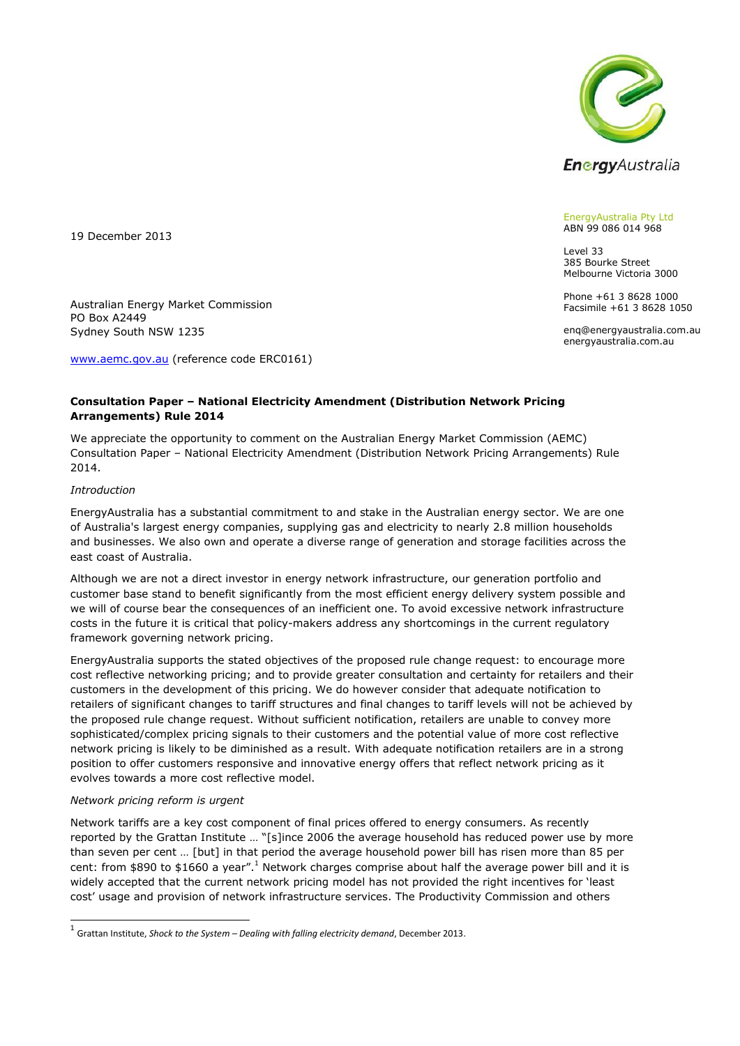EnergyAustralia Pty Ltd
ABN 99 086 014 968

Level 33
385 Bourke Street
Melbourne Victoria 3000

Phone +61 3 8628 1000
Facsimile +61 3 8628 1050

enq@energyaustralia.com.au
energyaustralia.com.au

19 December 2013

Australian Energy Market Commission
PO Box A2449
Sydney South NSW 1235

www.aemc.gov.au (reference code ERC0161)

**Consultation Paper – National Electricity Amendment (Distribution Network Pricing Arrangements) Rule 2014**

We appreciate the opportunity to comment on the Australian Energy Market Commission (AEMC) Consultation Paper – National Electricity Amendment (Distribution Network Pricing Arrangements) Rule 2014.

*Introduction*

EnergyAustralia has a substantial commitment to and stake in the Australian energy sector. We are one of Australia's largest energy companies, supplying gas and electricity to nearly 2.8 million households and businesses. We also own and operate a diverse range of generation and storage facilities across the east coast of Australia.

Although we are not a direct investor in energy network infrastructure, our generation portfolio and customer base stand to benefit significantly from the most efficient energy delivery system possible and we will of course bear the consequences of an inefficient one. To avoid excessive network infrastructure costs in the future it is critical that policy-makers address any shortcomings in the current regulatory framework governing network pricing.

EnergyAustralia supports the stated objectives of the proposed rule change request: to encourage more cost reflective networking pricing; and to provide greater consultation and certainty for retailers and their customers in the development of this pricing. We do however consider that adequate notification to retailers of significant changes to tariff structures and final changes to tariff levels will not be achieved by the proposed rule change request. Without sufficient notification, retailers are unable to convey more sophisticated/complex pricing signals to their customers and the potential value of more cost reflective network pricing is likely to be diminished as a result. With adequate notification retailers are in a strong position to offer customers responsive and innovative energy offers that reflect network pricing as it evolves towards a more cost reflective model.

*Network pricing reform is urgent*

Network tariffs are a key cost component of final prices offered to energy consumers. As recently reported by the Grattan Institute … "[s]ince 2006 the average household has reduced power use by more than seven per cent … [but] in that period the average household power bill has risen more than 85 per cent: from $890 to $1660 a year".[1] Network charges comprise about half the average power bill and it is widely accepted that the current network pricing model has not provided the right incentives for 'least cost' usage and provision of network infrastructure services. The Productivity Commission and others

[1] Grattan Institute, *Shock to the System – Dealing with falling electricity demand*, December 2013.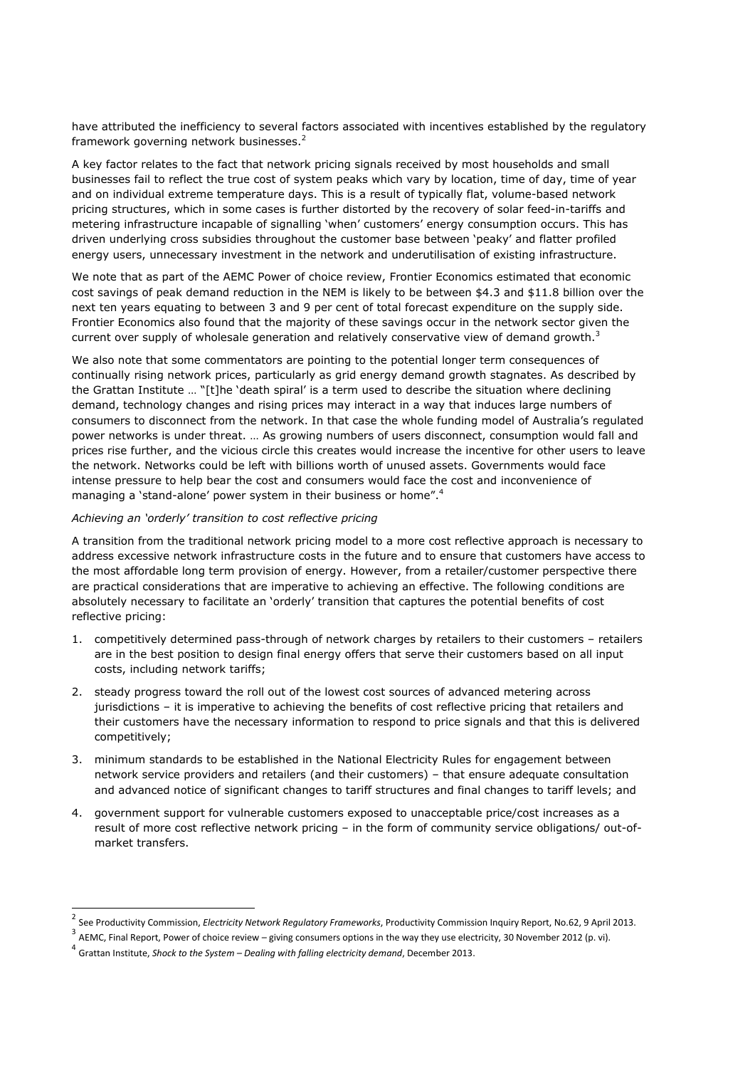have attributed the inefficiency to several factors associated with incentives established by the regulatory framework governing network businesses.[2]

A key factor relates to the fact that network pricing signals received by most households and small businesses fail to reflect the true cost of system peaks which vary by location, time of day, time of year and on individual extreme temperature days. This is a result of typically flat, volume-based network pricing structures, which in some cases is further distorted by the recovery of solar feed-in-tariffs and metering infrastructure incapable of signalling 'when' customers' energy consumption occurs. This has driven underlying cross subsidies throughout the customer base between 'peaky' and flatter profiled energy users, unnecessary investment in the network and underutilisation of existing infrastructure.

We note that as part of the AEMC Power of choice review, Frontier Economics estimated that economic cost savings of peak demand reduction in the NEM is likely to be between $4.3 and $11.8 billion over the next ten years equating to between 3 and 9 per cent of total forecast expenditure on the supply side. Frontier Economics also found that the majority of these savings occur in the network sector given the current over supply of wholesale generation and relatively conservative view of demand growth.[3]

We also note that some commentators are pointing to the potential longer term consequences of continually rising network prices, particularly as grid energy demand growth stagnates. As described by the Grattan Institute … "[t]he 'death spiral' is a term used to describe the situation where declining demand, technology changes and rising prices may interact in a way that induces large numbers of consumers to disconnect from the network. In that case the whole funding model of Australia's regulated power networks is under threat. … As growing numbers of users disconnect, consumption would fall and prices rise further, and the vicious circle this creates would increase the incentive for other users to leave the network. Networks could be left with billions worth of unused assets. Governments would face intense pressure to help bear the cost and consumers would face the cost and inconvenience of managing a 'stand-alone' power system in their business or home".[4]

*Achieving an 'orderly' transition to cost reflective pricing*

A transition from the traditional network pricing model to a more cost reflective approach is necessary to address excessive network infrastructure costs in the future and to ensure that customers have access to the most affordable long term provision of energy. However, from a retailer/customer perspective there are practical considerations that are imperative to achieving an effective. The following conditions are absolutely necessary to facilitate an 'orderly' transition that captures the potential benefits of cost reflective pricing:

1. competitively determined pass-through of network charges by retailers to their customers – retailers are in the best position to design final energy offers that serve their customers based on all input costs, including network tariffs;
2. steady progress toward the roll out of the lowest cost sources of advanced metering across jurisdictions – it is imperative to achieving the benefits of cost reflective pricing that retailers and their customers have the necessary information to respond to price signals and that this is delivered competitively;
3. minimum standards to be established in the National Electricity Rules for engagement between network service providers and retailers (and their customers) – that ensure adequate consultation and advanced notice of significant changes to tariff structures and final changes to tariff levels; and
4. government support for vulnerable customers exposed to unacceptable price/cost increases as a result of more cost reflective network pricing – in the form of community service obligations/ out-of-market transfers.

---

[2] See Productivity Commission, *Electricity Network Regulatory Frameworks*, Productivity Commission Inquiry Report, No.62, 9 April 2013.

[3] AEMC, Final Report, Power of choice review – giving consumers options in the way they use electricity, 30 November 2012 (p. vi).

[4] Grattan Institute, *Shock to the System – Dealing with falling electricity demand*, December 2013.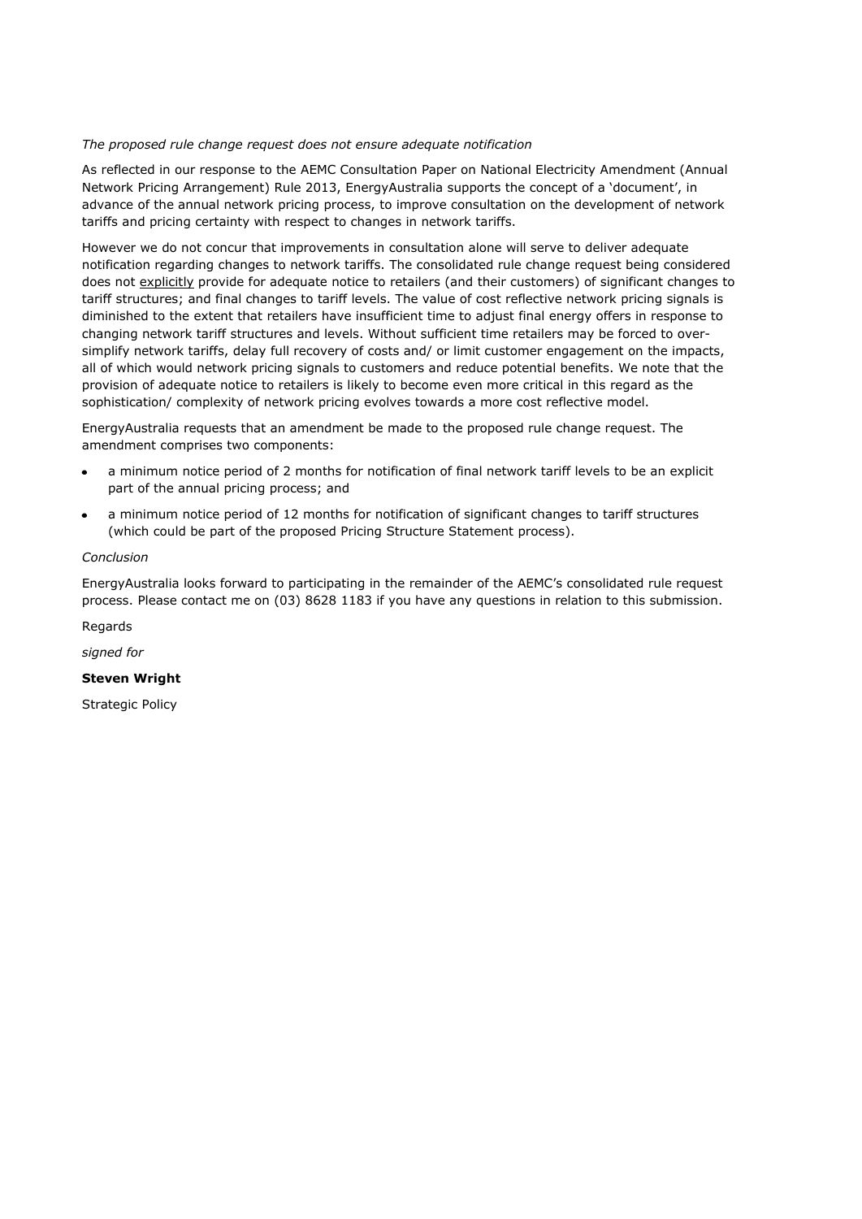*The proposed rule change request does not ensure adequate notification*

As reflected in our response to the AEMC Consultation Paper on National Electricity Amendment (Annual Network Pricing Arrangement) Rule 2013, EnergyAustralia supports the concept of a 'document', in advance of the annual network pricing process, to improve consultation on the development of network tariffs and pricing certainty with respect to changes in network tariffs.

However we do not concur that improvements in consultation alone will serve to deliver adequate notification regarding changes to network tariffs. The consolidated rule change request being considered does not <u>explicitly</u> provide for adequate notice to retailers (and their customers) of significant changes to tariff structures; and final changes to tariff levels. The value of cost reflective network pricing signals is diminished to the extent that retailers have insufficient time to adjust final energy offers in response to changing network tariff structures and levels. Without sufficient time retailers may be forced to over-simplify network tariffs, delay full recovery of costs and/ or limit customer engagement on the impacts, all of which would network pricing signals to customers and reduce potential benefits. We note that the provision of adequate notice to retailers is likely to become even more critical in this regard as the sophistication/ complexity of network pricing evolves towards a more cost reflective model.

EnergyAustralia requests that an amendment be made to the proposed rule change request. The amendment comprises two components:

- a minimum notice period of 2 months for notification of final network tariff levels to be an explicit part of the annual pricing process; and
- a minimum notice period of 12 months for notification of significant changes to tariff structures (which could be part of the proposed Pricing Structure Statement process).

*Conclusion*

EnergyAustralia looks forward to participating in the remainder of the AEMC's consolidated rule request process. Please contact me on (03) 8628 1183 if you have any questions in relation to this submission.

Regards

*signed for*

**Steven Wright**

Strategic Policy